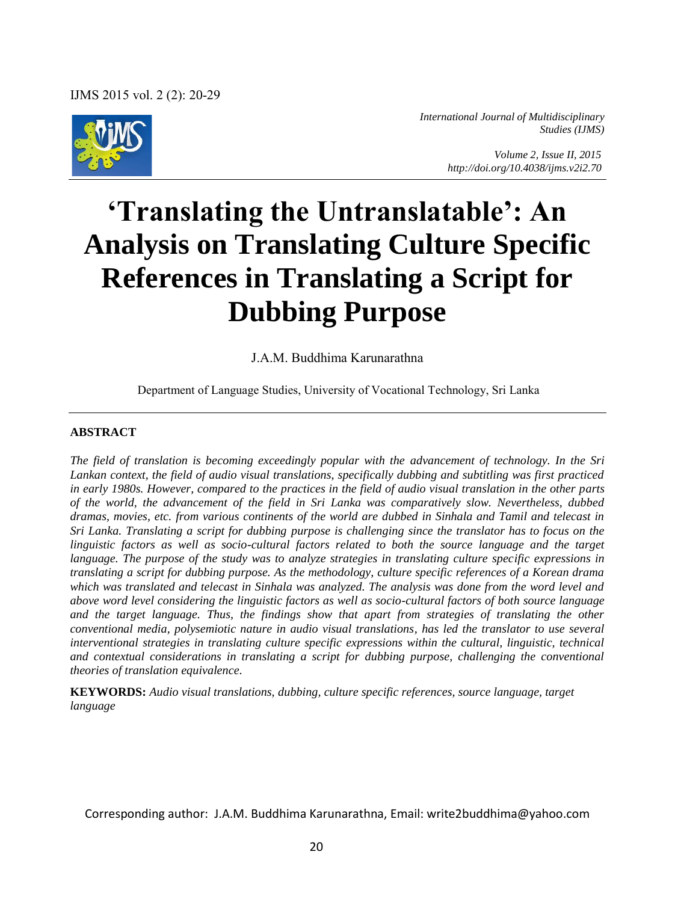International Journal of Multidisciplinary Studies (IJMS)

Volume 2, Issue II, 2015
http://doi.org/10.4038/ijms.v2i2.70

# 'Translating the Untranslatable': An Analysis on Translating Culture Specific References in Translating a Script for Dubbing Purpose

J.A.M. Buddhima Karunarathna

Department of Language Studies, University of Vocational Technology, Sri Lanka

## ABSTRACT

*The field of translation is becoming exceedingly popular with the advancement of technology. In the Sri Lankan context, the field of audio visual translations, specifically dubbing and subtitling was first practiced in early 1980s. However, compared to the practices in the field of audio visual translation in the other parts of the world, the advancement of the field in Sri Lanka was comparatively slow. Nevertheless, dubbed dramas, movies, etc. from various continents of the world are dubbed in Sinhala and Tamil and telecast in Sri Lanka. Translating a script for dubbing purpose is challenging since the translator has to focus on the linguistic factors as well as socio-cultural factors related to both the source language and the target language. The purpose of the study was to analyze strategies in translating culture specific expressions in translating a script for dubbing purpose. As the methodology, culture specific references of a Korean drama which was translated and telecast in Sinhala was analyzed. The analysis was done from the word level and above word level considering the linguistic factors as well as socio-cultural factors of both source language and the target language. Thus, the findings show that apart from strategies of translating the other conventional media, polysemiotic nature in audio visual translations, has led the translator to use several interventional strategies in translating culture specific expressions within the cultural, linguistic, technical and contextual considerations in translating a script for dubbing purpose, challenging the conventional theories of translation equivalence.*

**KEYWORDS:** *Audio visual translations, dubbing, culture specific references, source language, target language*

Corresponding author: J.A.M. Buddhima Karunarathna, Email: write2buddhima@yahoo.com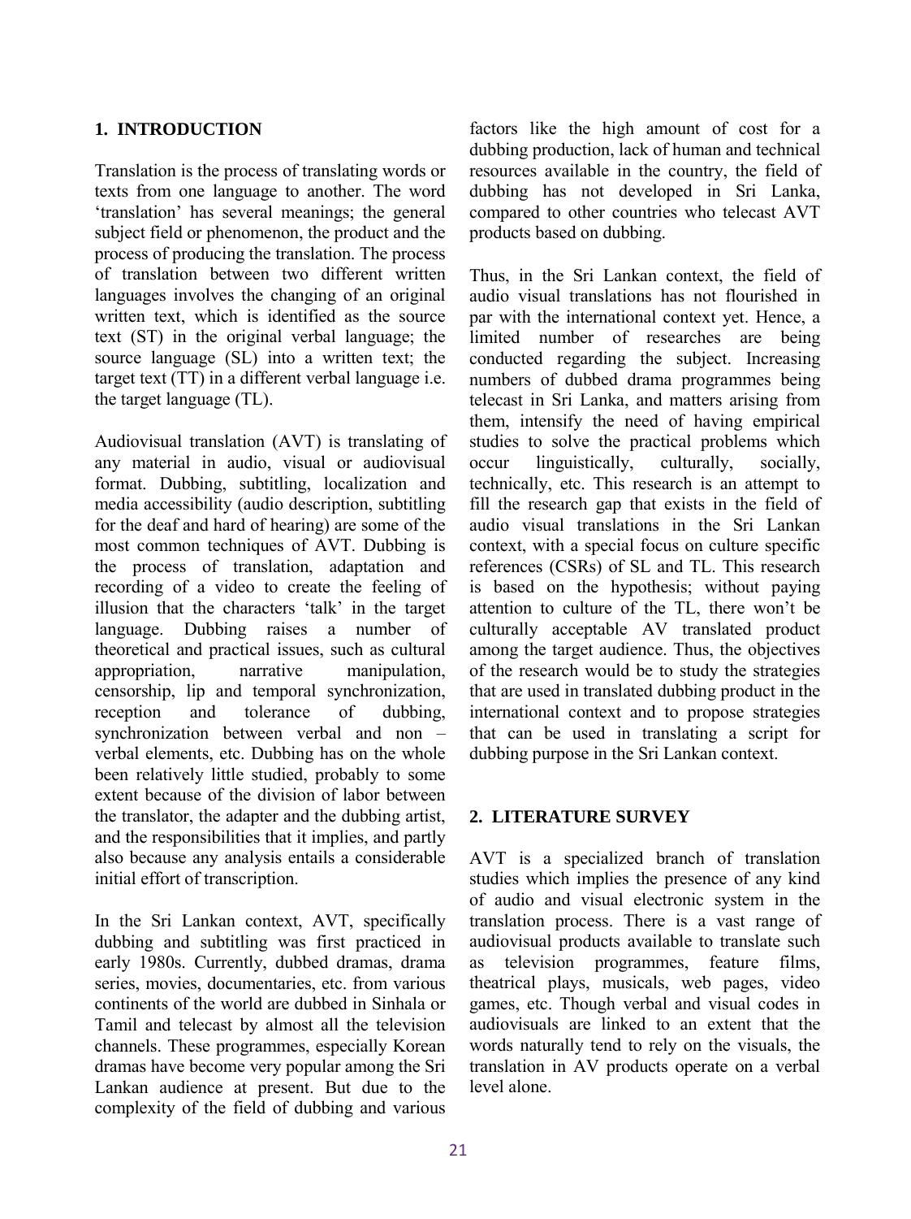## 1. INTRODUCTION

Translation is the process of translating words or texts from one language to another. The word 'translation' has several meanings; the general subject field or phenomenon, the product and the process of producing the translation. The process of translation between two different written languages involves the changing of an original written text, which is identified as the source text (ST) in the original verbal language; the source language (SL) into a written text; the target text (TT) in a different verbal language i.e. the target language (TL).

Audiovisual translation (AVT) is translating of any material in audio, visual or audiovisual format. Dubbing, subtitling, localization and media accessibility (audio description, subtitling for the deaf and hard of hearing) are some of the most common techniques of AVT. Dubbing is the process of translation, adaptation and recording of a video to create the feeling of illusion that the characters 'talk' in the target language. Dubbing raises a number of theoretical and practical issues, such as cultural appropriation, narrative manipulation, censorship, lip and temporal synchronization, reception and tolerance of dubbing, synchronization between verbal and non – verbal elements, etc. Dubbing has on the whole been relatively little studied, probably to some extent because of the division of labor between the translator, the adapter and the dubbing artist, and the responsibilities that it implies, and partly also because any analysis entails a considerable initial effort of transcription.

In the Sri Lankan context, AVT, specifically dubbing and subtitling was first practiced in early 1980s. Currently, dubbed dramas, drama series, movies, documentaries, etc. from various continents of the world are dubbed in Sinhala or Tamil and telecast by almost all the television channels. These programmes, especially Korean dramas have become very popular among the Sri Lankan audience at present. But due to the complexity of the field of dubbing and various factors like the high amount of cost for a dubbing production, lack of human and technical resources available in the country, the field of dubbing has not developed in Sri Lanka, compared to other countries who telecast AVT products based on dubbing.

Thus, in the Sri Lankan context, the field of audio visual translations has not flourished in par with the international context yet. Hence, a limited number of researches are being conducted regarding the subject. Increasing numbers of dubbed drama programmes being telecast in Sri Lanka, and matters arising from them, intensify the need of having empirical studies to solve the practical problems which occur linguistically, culturally, socially, technically, etc. This research is an attempt to fill the research gap that exists in the field of audio visual translations in the Sri Lankan context, with a special focus on culture specific references (CSRs) of SL and TL. This research is based on the hypothesis; without paying attention to culture of the TL, there won't be culturally acceptable AV translated product among the target audience. Thus, the objectives of the research would be to study the strategies that are used in translated dubbing product in the international context and to propose strategies that can be used in translating a script for dubbing purpose in the Sri Lankan context.

## 2. LITERATURE SURVEY

AVT is a specialized branch of translation studies which implies the presence of any kind of audio and visual electronic system in the translation process. There is a vast range of audiovisual products available to translate such as television programmes, feature films, theatrical plays, musicals, web pages, video games, etc. Though verbal and visual codes in audiovisuals are linked to an extent that the words naturally tend to rely on the visuals, the translation in AV products operate on a verbal level alone.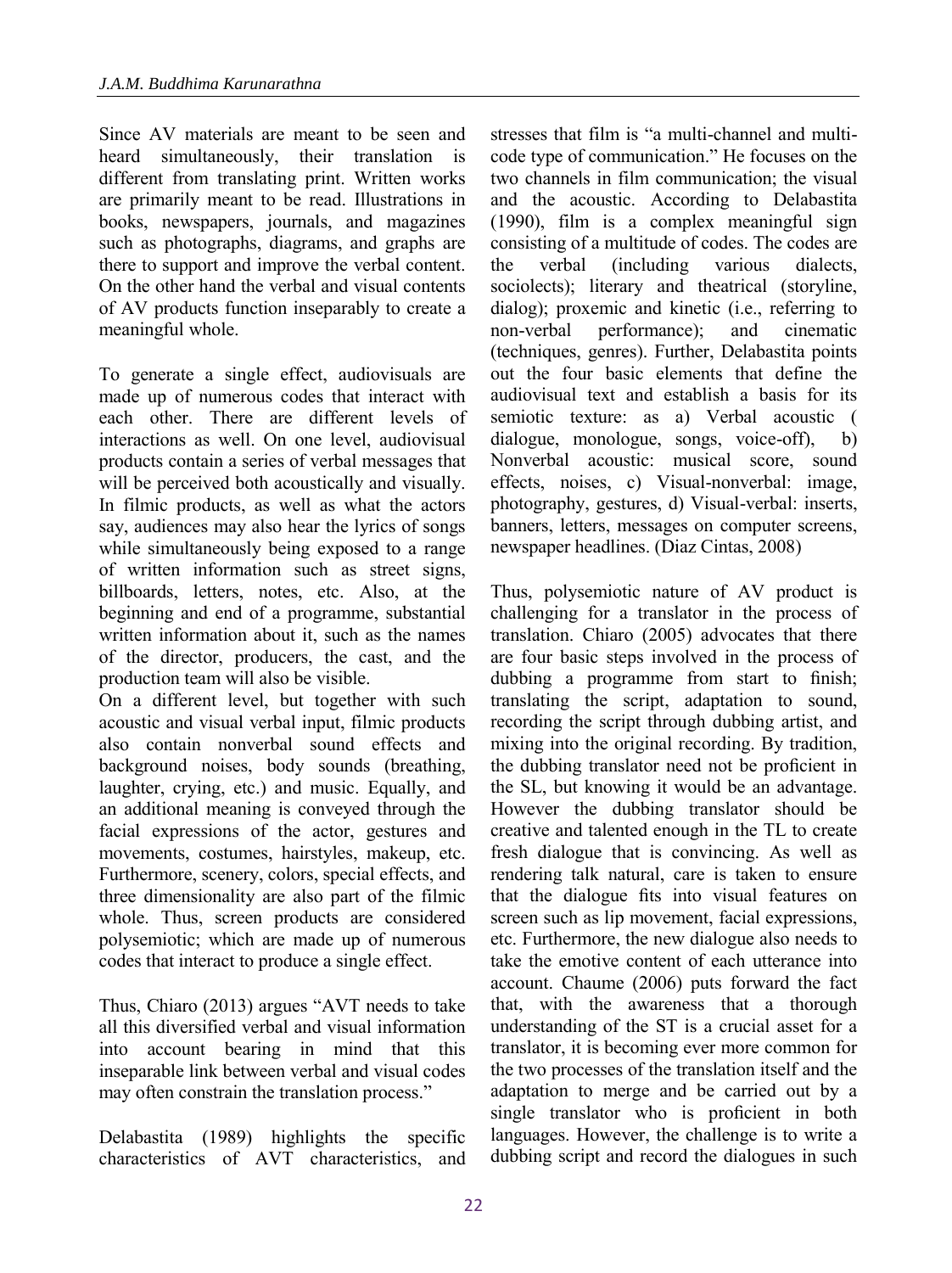Since AV materials are meant to be seen and heard simultaneously, their translation is different from translating print. Written works are primarily meant to be read. Illustrations in books, newspapers, journals, and magazines such as photographs, diagrams, and graphs are there to support and improve the verbal content. On the other hand the verbal and visual contents of AV products function inseparably to create a meaningful whole.

To generate a single effect, audiovisuals are made up of numerous codes that interact with each other. There are different levels of interactions as well. On one level, audiovisual products contain a series of verbal messages that will be perceived both acoustically and visually. In filmic products, as well as what the actors say, audiences may also hear the lyrics of songs while simultaneously being exposed to a range of written information such as street signs, billboards, letters, notes, etc. Also, at the beginning and end of a programme, substantial written information about it, such as the names of the director, producers, the cast, and the production team will also be visible.

On a different level, but together with such acoustic and visual verbal input, filmic products also contain nonverbal sound effects and background noises, body sounds (breathing, laughter, crying, etc.) and music. Equally, and an additional meaning is conveyed through the facial expressions of the actor, gestures and movements, costumes, hairstyles, makeup, etc. Furthermore, scenery, colors, special effects, and three dimensionality are also part of the filmic whole. Thus, screen products are considered polysemiotic; which are made up of numerous codes that interact to produce a single effect.

Thus, Chiaro (2013) argues "AVT needs to take all this diversified verbal and visual information into account bearing in mind that this inseparable link between verbal and visual codes may often constrain the translation process."

Delabastita (1989) highlights the specific characteristics of AVT characteristics, and stresses that film is "a multi-channel and multi-code type of communication." He focuses on the two channels in film communication; the visual and the acoustic. According to Delabastita (1990), film is a complex meaningful sign consisting of a multitude of codes. The codes are the verbal (including various dialects, sociolects); literary and theatrical (storyline, dialog); proxemic and kinetic (i.e., referring to non-verbal performance); and cinematic (techniques, genres). Further, Delabastita points out the four basic elements that define the audiovisual text and establish a basis for its semiotic texture: as a) Verbal acoustic ( dialogue, monologue, songs, voice-off), b) Nonverbal acoustic: musical score, sound effects, noises, c) Visual-nonverbal: image, photography, gestures, d) Visual-verbal: inserts, banners, letters, messages on computer screens, newspaper headlines. (Diaz Cintas, 2008)

Thus, polysemiotic nature of AV product is challenging for a translator in the process of translation. Chiaro (2005) advocates that there are four basic steps involved in the process of dubbing a programme from start to finish; translating the script, adaptation to sound, recording the script through dubbing artist, and mixing into the original recording. By tradition, the dubbing translator need not be proficient in the SL, but knowing it would be an advantage. However the dubbing translator should be creative and talented enough in the TL to create fresh dialogue that is convincing. As well as rendering talk natural, care is taken to ensure that the dialogue fits into visual features on screen such as lip movement, facial expressions, etc. Furthermore, the new dialogue also needs to take the emotive content of each utterance into account. Chaume (2006) puts forward the fact that, with the awareness that a thorough understanding of the ST is a crucial asset for a translator, it is becoming ever more common for the two processes of the translation itself and the adaptation to merge and be carried out by a single translator who is proficient in both languages. However, the challenge is to write a dubbing script and record the dialogues in such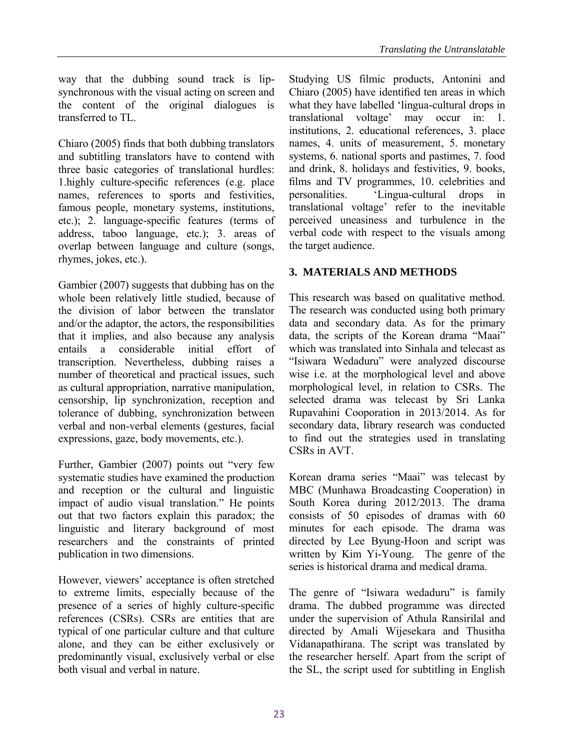way that the dubbing sound track is lip-synchronous with the visual acting on screen and the content of the original dialogues is transferred to TL.

Chiaro (2005) finds that both dubbing translators and subtitling translators have to contend with three basic categories of translational hurdles: 1.highly culture-specific references (e.g. place names, references to sports and festivities, famous people, monetary systems, institutions, etc.); 2. language-specific features (terms of address, taboo language, etc.); 3. areas of overlap between language and culture (songs, rhymes, jokes, etc.).

Gambier (2007) suggests that dubbing has on the whole been relatively little studied, because of the division of labor between the translator and/or the adaptor, the actors, the responsibilities that it implies, and also because any analysis entails a considerable initial effort of transcription. Nevertheless, dubbing raises a number of theoretical and practical issues, such as cultural appropriation, narrative manipulation, censorship, lip synchronization, reception and tolerance of dubbing, synchronization between verbal and non-verbal elements (gestures, facial expressions, gaze, body movements, etc.).

Further, Gambier (2007) points out "very few systematic studies have examined the production and reception or the cultural and linguistic impact of audio visual translation." He points out that two factors explain this paradox; the linguistic and literary background of most researchers and the constraints of printed publication in two dimensions.

However, viewers' acceptance is often stretched to extreme limits, especially because of the presence of a series of highly culture-specific references (CSRs). CSRs are entities that are typical of one particular culture and that culture alone, and they can be either exclusively or predominantly visual, exclusively verbal or else both visual and verbal in nature.

Studying US filmic products, Antonini and Chiaro (2005) have identified ten areas in which what they have labelled 'lingua-cultural drops in translational voltage' may occur in: 1. institutions, 2. educational references, 3. place names, 4. units of measurement, 5. monetary systems, 6. national sports and pastimes, 7. food and drink, 8. holidays and festivities, 9. books, films and TV programmes, 10. celebrities and personalities. 'Lingua-cultural drops in translational voltage' refer to the inevitable perceived uneasiness and turbulence in the verbal code with respect to the visuals among the target audience.

## 3. MATERIALS AND METHODS

This research was based on qualitative method. The research was conducted using both primary data and secondary data. As for the primary data, the scripts of the Korean drama "Maai" which was translated into Sinhala and telecast as "Isiwara Wedaduru" were analyzed discourse wise i.e. at the morphological level and above morphological level, in relation to CSRs. The selected drama was telecast by Sri Lanka Rupavahini Cooporation in 2013/2014. As for secondary data, library research was conducted to find out the strategies used in translating CSRs in AVT.

Korean drama series "Maai" was telecast by MBC (Munhawa Broadcasting Cooperation) in South Korea during 2012/2013. The drama consists of 50 episodes of dramas with 60 minutes for each episode. The drama was directed by Lee Byung-Hoon and script was written by Kim Yi-Young. The genre of the series is historical drama and medical drama.

The genre of "Isiwara wedaduru" is family drama. The dubbed programme was directed under the supervision of Athula Ransirilal and directed by Amali Wijesekara and Thusitha Vidanapathirana. The script was translated by the researcher herself. Apart from the script of the SL, the script used for subtitling in English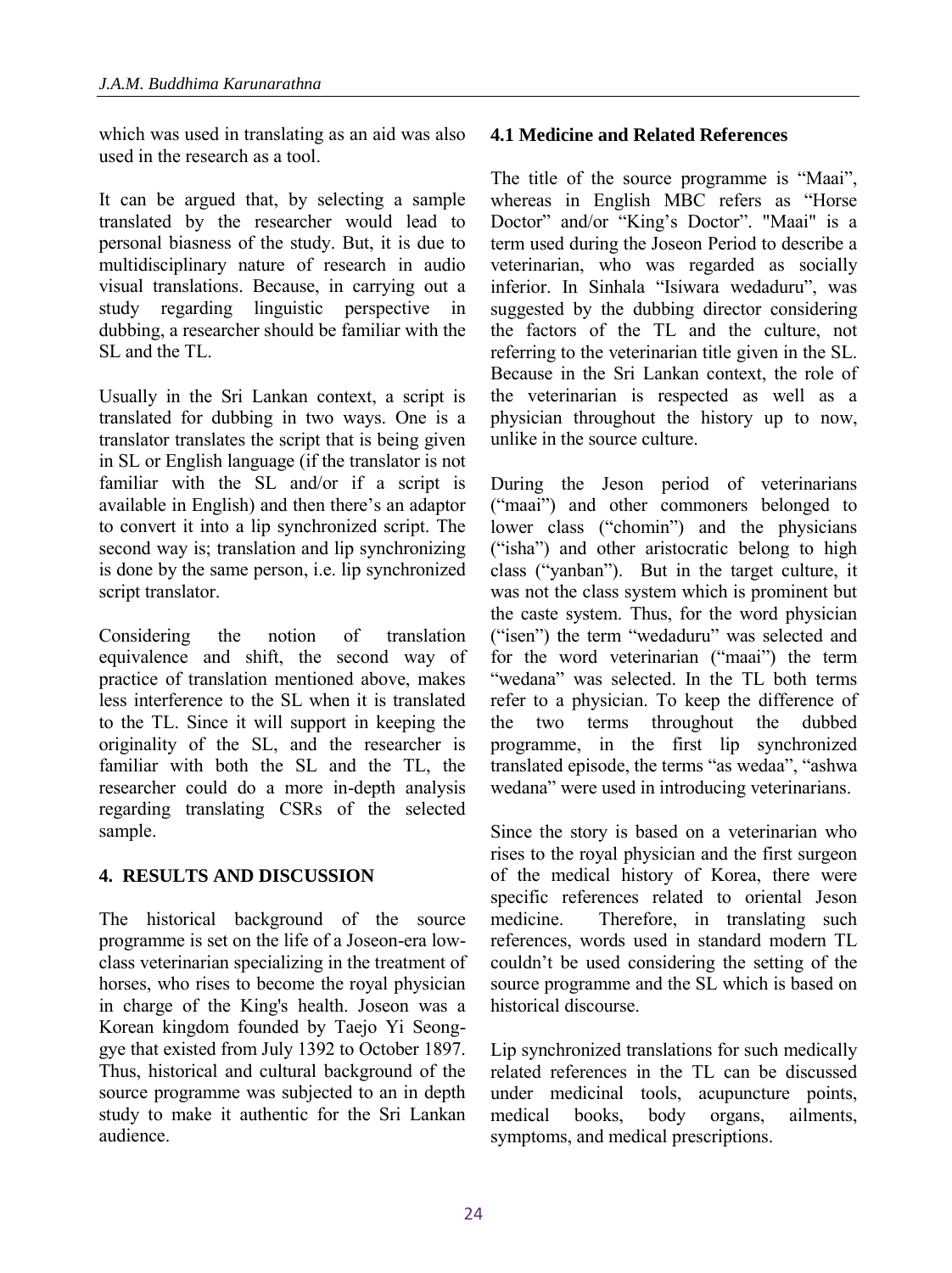which was used in translating as an aid was also used in the research as a tool.

It can be argued that, by selecting a sample translated by the researcher would lead to personal biasness of the study. But, it is due to multidisciplinary nature of research in audio visual translations. Because, in carrying out a study regarding linguistic perspective in dubbing, a researcher should be familiar with the SL and the TL.

Usually in the Sri Lankan context, a script is translated for dubbing in two ways. One is a translator translates the script that is being given in SL or English language (if the translator is not familiar with the SL and/or if a script is available in English) and then there's an adaptor to convert it into a lip synchronized script. The second way is; translation and lip synchronizing is done by the same person, i.e. lip synchronized script translator.

Considering the notion of translation equivalence and shift, the second way of practice of translation mentioned above, makes less interference to the SL when it is translated to the TL. Since it will support in keeping the originality of the SL, and the researcher is familiar with both the SL and the TL, the researcher could do a more in-depth analysis regarding translating CSRs of the selected sample.

## 4. RESULTS AND DISCUSSION

The historical background of the source programme is set on the life of a Joseon-era low-class veterinarian specializing in the treatment of horses, who rises to become the royal physician in charge of the King's health. Joseon was a Korean kingdom founded by Taejo Yi Seong-gye that existed from July 1392 to October 1897. Thus, historical and cultural background of the source programme was subjected to an in depth study to make it authentic for the Sri Lankan audience.

### 4.1 Medicine and Related References

The title of the source programme is "Maai", whereas in English MBC refers as "Horse Doctor" and/or "King's Doctor". "Maai" is a term used during the Joseon Period to describe a veterinarian, who was regarded as socially inferior. In Sinhala "Isiwara wedaduru", was suggested by the dubbing director considering the factors of the TL and the culture, not referring to the veterinarian title given in the SL. Because in the Sri Lankan context, the role of the veterinarian is respected as well as a physician throughout the history up to now, unlike in the source culture.

During the Jeson period of veterinarians ("maai") and other commoners belonged to lower class ("chomin") and the physicians ("isha") and other aristocratic belong to high class ("yanban"). But in the target culture, it was not the class system which is prominent but the caste system. Thus, for the word physician ("isen") the term "wedaduru" was selected and for the word veterinarian ("maai") the term "wedana" was selected. In the TL both terms refer to a physician. To keep the difference of the two terms throughout the dubbed programme, in the first lip synchronized translated episode, the terms "as wedaa", "ashwa wedana" were used in introducing veterinarians.

Since the story is based on a veterinarian who rises to the royal physician and the first surgeon of the medical history of Korea, there were specific references related to oriental Jeson medicine. Therefore, in translating such references, words used in standard modern TL couldn't be used considering the setting of the source programme and the SL which is based on historical discourse.

Lip synchronized translations for such medically related references in the TL can be discussed under medicinal tools, acupuncture points, medical books, body organs, ailments, symptoms, and medical prescriptions.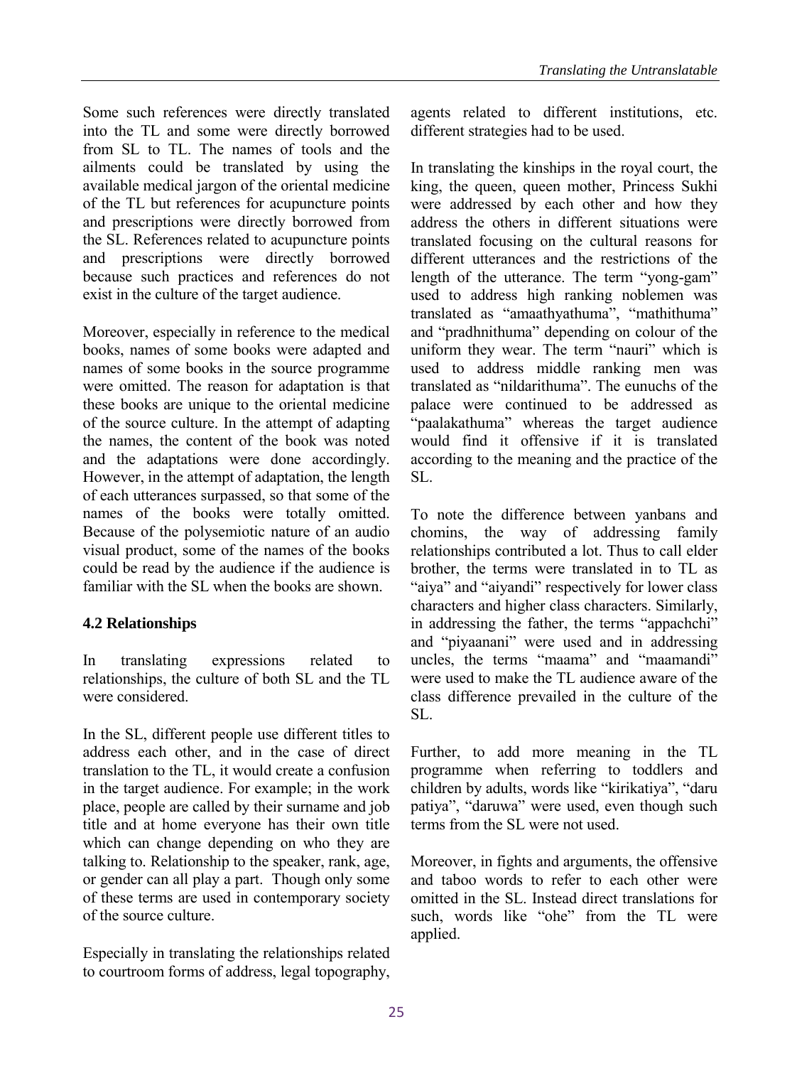Some such references were directly translated into the TL and some were directly borrowed from SL to TL. The names of tools and the ailments could be translated by using the available medical jargon of the oriental medicine of the TL but references for acupuncture points and prescriptions were directly borrowed from the SL. References related to acupuncture points and prescriptions were directly borrowed because such practices and references do not exist in the culture of the target audience.

Moreover, especially in reference to the medical books, names of some books were adapted and names of some books in the source programme were omitted. The reason for adaptation is that these books are unique to the oriental medicine of the source culture. In the attempt of adapting the names, the content of the book was noted and the adaptations were done accordingly. However, in the attempt of adaptation, the length of each utterances surpassed, so that some of the names of the books were totally omitted. Because of the polysemiotic nature of an audio visual product, some of the names of the books could be read by the audience if the audience is familiar with the SL when the books are shown.

### 4.2 Relationships

In translating expressions related to relationships, the culture of both SL and the TL were considered.

In the SL, different people use different titles to address each other, and in the case of direct translation to the TL, it would create a confusion in the target audience. For example; in the work place, people are called by their surname and job title and at home everyone has their own title which can change depending on who they are talking to. Relationship to the speaker, rank, age, or gender can all play a part. Though only some of these terms are used in contemporary society of the source culture.

Especially in translating the relationships related to courtroom forms of address, legal topography, agents related to different institutions, etc. different strategies had to be used.

In translating the kinships in the royal court, the king, the queen, queen mother, Princess Sukhi were addressed by each other and how they address the others in different situations were translated focusing on the cultural reasons for different utterances and the restrictions of the length of the utterance. The term "yong-gam" used to address high ranking noblemen was translated as "amaathyathuma", "mathithuma" and "pradhnithuma" depending on colour of the uniform they wear. The term "nauri" which is used to address middle ranking men was translated as "nildarithuma". The eunuchs of the palace were continued to be addressed as "paalakathuma" whereas the target audience would find it offensive if it is translated according to the meaning and the practice of the SL.

To note the difference between yanbans and chomins, the way of addressing family relationships contributed a lot. Thus to call elder brother, the terms were translated in to TL as "aiya" and "aiyandi" respectively for lower class characters and higher class characters. Similarly, in addressing the father, the terms "appachchi" and "piyaanani" were used and in addressing uncles, the terms "maama" and "maamandi" were used to make the TL audience aware of the class difference prevailed in the culture of the SL.

Further, to add more meaning in the TL programme when referring to toddlers and children by adults, words like "kirikatiya", "daru patiya", "daruwa" were used, even though such terms from the SL were not used.

Moreover, in fights and arguments, the offensive and taboo words to refer to each other were omitted in the SL. Instead direct translations for such, words like "ohe" from the TL were applied.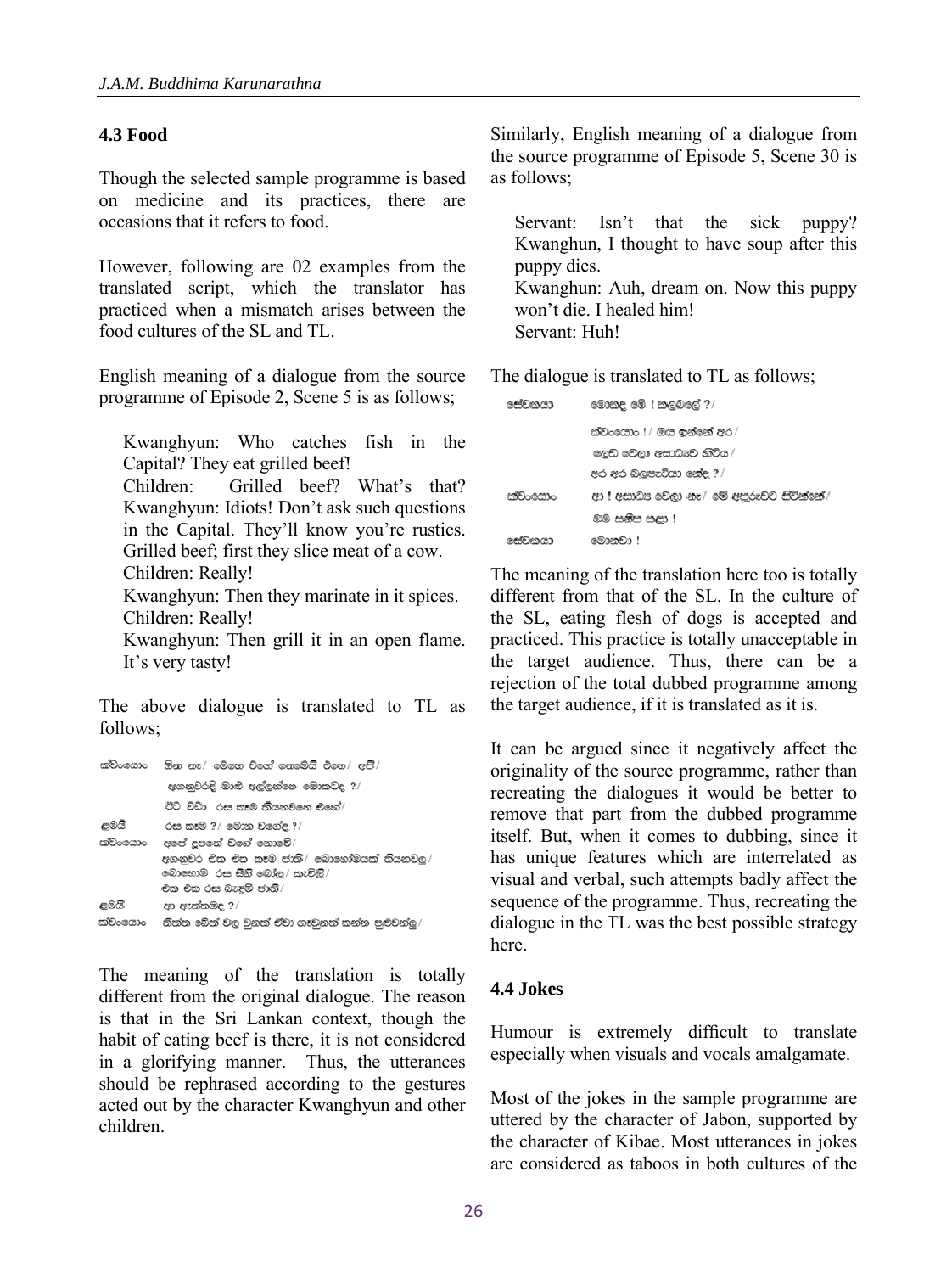### 4.3 Food

Though the selected sample programme is based on medicine and its practices, there are occasions that it refers to food.

However, following are 02 examples from the translated script, which the translator has practiced when a mismatch arises between the food cultures of the SL and TL.

English meaning of a dialogue from the source programme of Episode 2, Scene 5 is as follows;

> Kwanghyun: Who catches fish in the Capital? They eat grilled beef!
> Children: Grilled beef? What's that?
> Kwanghyun: Idiots! Don't ask such questions in the Capital. They'll know you're rustics. Grilled beef; first they slice meat of a cow.
> Children: Really!
> Kwanghyun: Then they marinate in it spices.
> Children: Really!
> Kwanghyun: Then grill it in an open flame. It's very tasty!

The above dialogue is translated to TL as follows;

ක්වංයොං  හිනා නෑ/ මෙහෙ වගේ නෙමෙයි එහෙ/ අපි/
අගනුවරදි මාළු අල්ලන්නෙ මොකටද ?/
ඊට වඩා රස කෑම තියනවනෙ එහේ/
ළමයි  රස කෑම ?/ මොන වගේද ?/
ක්වංයොං  අපේ දූපතේ වගේ නොවේ/
අගනුවර එක එක කෑම ජාති/ බොහෝමයක් තියනවලු/
බොහොම රස සීනි බෝල/ කැවිලි/
එක එක රස බැඳුම් ජාති/
ළමයි  ආ ඇත්තමද ?/
ක්වංයොං  තිත්ත බේත් වලු වුනත් ඒවා ගෑවුනත් කන්න පුළුවන්ලු/

The meaning of the translation is totally different from the original dialogue. The reason is that in the Sri Lankan context, though the habit of eating beef is there, it is not considered in a glorifying manner. Thus, the utterances should be rephrased according to the gestures acted out by the character Kwanghyun and other children.

Similarly, English meaning of a dialogue from the source programme of Episode 5, Scene 30 is as follows;

> Servant: Isn't that the sick puppy? Kwanghun, I thought to have soup after this puppy dies.
> Kwanghun: Auh, dream on. Now this puppy won't die. I healed him!
> Servant: Huh!

The dialogue is translated to TL as follows;

සේවකයා  මොකද මේ ! කලබලේ ?/
ක්වංයොං !/ ඔය ඉන්නේ අර/
ලෙඩ වෙලා අසාධ්‍යව හිටිය/
අර අර බලුපැටියා නේද ?/
ක්වංයොං  ආ ! අසාධ්‍ය වෙලා නෑ/ මේ අසුරුවට සිටින්නේ/
මම සනීප කළා !
සේවකයා  මොනවා !

The meaning of the translation here too is totally different from that of the SL. In the culture of the SL, eating flesh of dogs is accepted and practiced. This practice is totally unacceptable in the target audience. Thus, there can be a rejection of the total dubbed programme among the target audience, if it is translated as it is.

It can be argued since it negatively affect the originality of the source programme, rather than recreating the dialogues it would be better to remove that part from the dubbed programme itself. But, when it comes to dubbing, since it has unique features which are interrelated as visual and verbal, such attempts badly affect the sequence of the programme. Thus, recreating the dialogue in the TL was the best possible strategy here.

### 4.4 Jokes

Humour is extremely difficult to translate especially when visuals and vocals amalgamate.

Most of the jokes in the sample programme are uttered by the character of Jabon, supported by the character of Kibae. Most utterances in jokes are considered as taboos in both cultures of the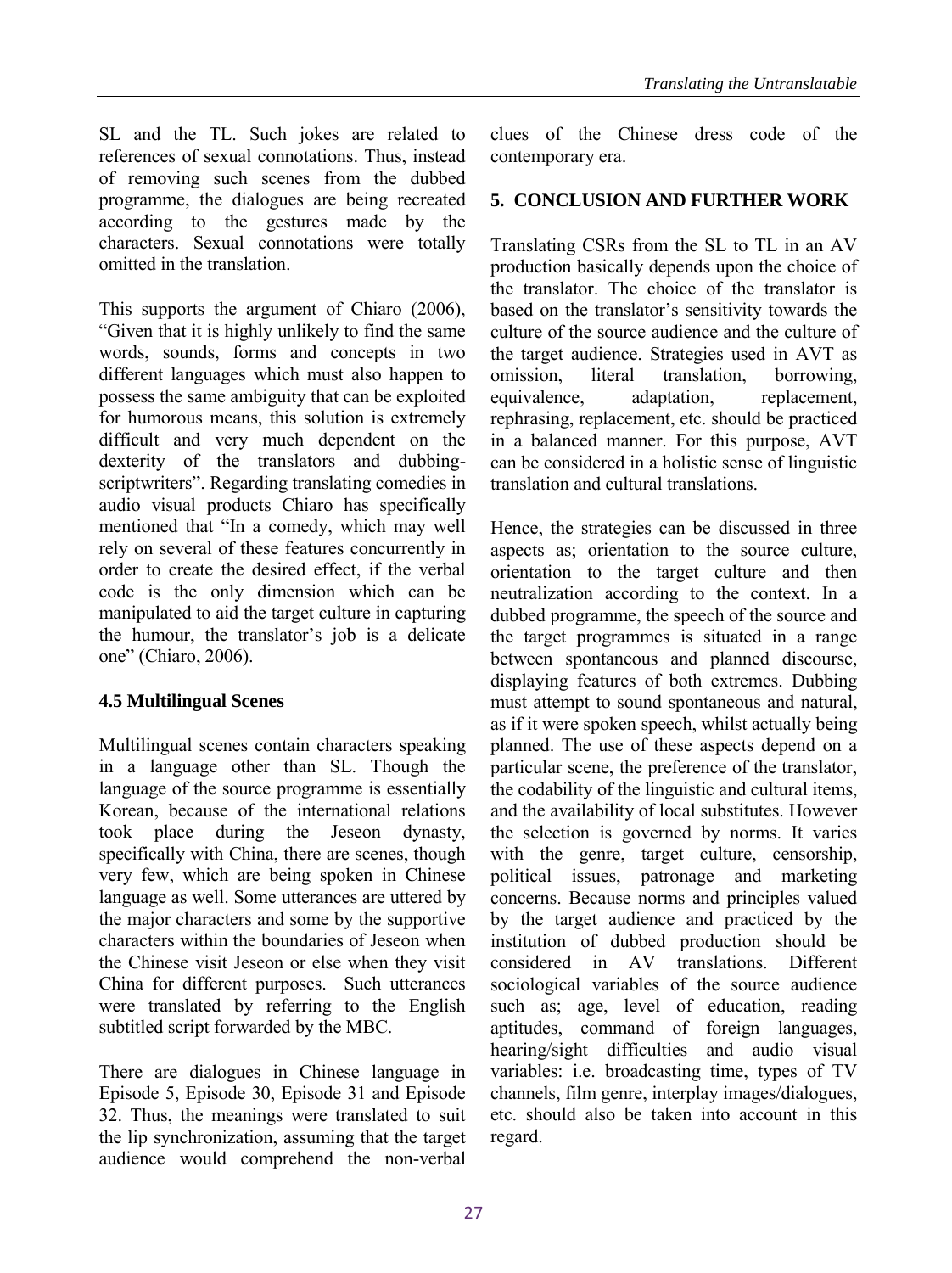SL and the TL. Such jokes are related to references of sexual connotations. Thus, instead of removing such scenes from the dubbed programme, the dialogues are being recreated according to the gestures made by the characters. Sexual connotations were totally omitted in the translation.

This supports the argument of Chiaro (2006), "Given that it is highly unlikely to find the same words, sounds, forms and concepts in two different languages which must also happen to possess the same ambiguity that can be exploited for humorous means, this solution is extremely difficult and very much dependent on the dexterity of the translators and dubbing-scriptwriters". Regarding translating comedies in audio visual products Chiaro has specifically mentioned that "In a comedy, which may well rely on several of these features concurrently in order to create the desired effect, if the verbal code is the only dimension which can be manipulated to aid the target culture in capturing the humour, the translator's job is a delicate one" (Chiaro, 2006).

### 4.5 Multilingual Scenes

Multilingual scenes contain characters speaking in a language other than SL. Though the language of the source programme is essentially Korean, because of the international relations took place during the Jeseon dynasty, specifically with China, there are scenes, though very few, which are being spoken in Chinese language as well. Some utterances are uttered by the major characters and some by the supportive characters within the boundaries of Jeseon when the Chinese visit Jeseon or else when they visit China for different purposes. Such utterances were translated by referring to the English subtitled script forwarded by the MBC.

There are dialogues in Chinese language in Episode 5, Episode 30, Episode 31 and Episode 32. Thus, the meanings were translated to suit the lip synchronization, assuming that the target audience would comprehend the non-verbal clues of the Chinese dress code of the contemporary era.

## 5. CONCLUSION AND FURTHER WORK

Translating CSRs from the SL to TL in an AV production basically depends upon the choice of the translator. The choice of the translator is based on the translator's sensitivity towards the culture of the source audience and the culture of the target audience. Strategies used in AVT as omission, literal translation, borrowing, equivalence, adaptation, replacement, rephrasing, replacement, etc. should be practiced in a balanced manner. For this purpose, AVT can be considered in a holistic sense of linguistic translation and cultural translations.

Hence, the strategies can be discussed in three aspects as; orientation to the source culture, orientation to the target culture and then neutralization according to the context. In a dubbed programme, the speech of the source and the target programmes is situated in a range between spontaneous and planned discourse, displaying features of both extremes. Dubbing must attempt to sound spontaneous and natural, as if it were spoken speech, whilst actually being planned. The use of these aspects depend on a particular scene, the preference of the translator, the codability of the linguistic and cultural items, and the availability of local substitutes. However the selection is governed by norms. It varies with the genre, target culture, censorship, political issues, patronage and marketing concerns. Because norms and principles valued by the target audience and practiced by the institution of dubbed production should be considered in AV translations. Different sociological variables of the source audience such as; age, level of education, reading aptitudes, command of foreign languages, hearing/sight difficulties and audio visual variables: i.e. broadcasting time, types of TV channels, film genre, interplay images/dialogues, etc. should also be taken into account in this regard.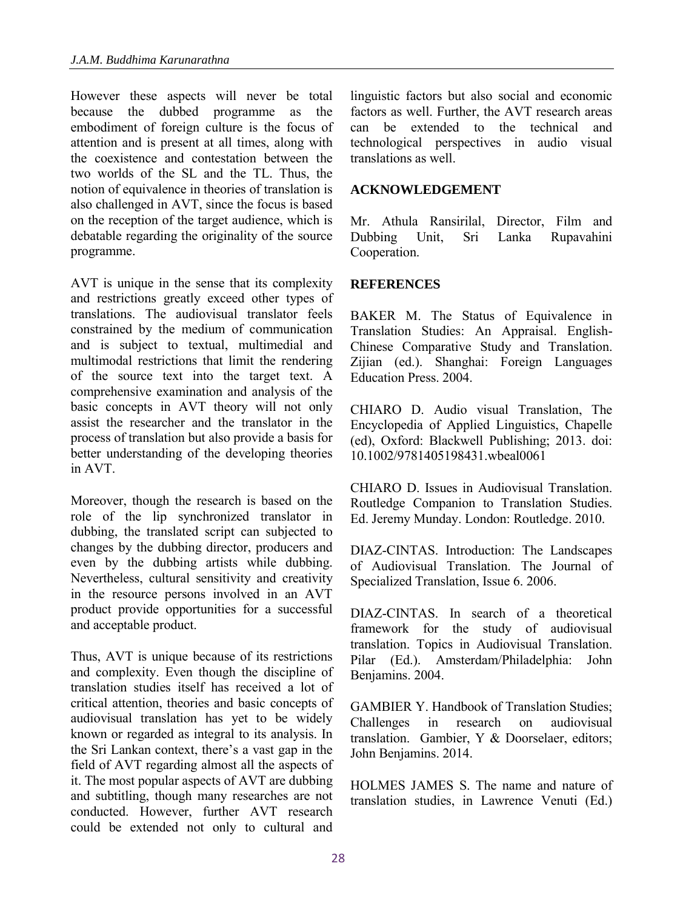However these aspects will never be total because the dubbed programme as the embodiment of foreign culture is the focus of attention and is present at all times, along with the coexistence and contestation between the two worlds of the SL and the TL. Thus, the notion of equivalence in theories of translation is also challenged in AVT, since the focus is based on the reception of the target audience, which is debatable regarding the originality of the source programme.

AVT is unique in the sense that its complexity and restrictions greatly exceed other types of translations. The audiovisual translator feels constrained by the medium of communication and is subject to textual, multimedial and multimodal restrictions that limit the rendering of the source text into the target text. A comprehensive examination and analysis of the basic concepts in AVT theory will not only assist the researcher and the translator in the process of translation but also provide a basis for better understanding of the developing theories in AVT.

Moreover, though the research is based on the role of the lip synchronized translator in dubbing, the translated script can subjected to changes by the dubbing director, producers and even by the dubbing artists while dubbing. Nevertheless, cultural sensitivity and creativity in the resource persons involved in an AVT product provide opportunities for a successful and acceptable product.

Thus, AVT is unique because of its restrictions and complexity. Even though the discipline of translation studies itself has received a lot of critical attention, theories and basic concepts of audiovisual translation has yet to be widely known or regarded as integral to its analysis. In the Sri Lankan context, there's a vast gap in the field of AVT regarding almost all the aspects of it. The most popular aspects of AVT are dubbing and subtitling, though many researches are not conducted. However, further AVT research could be extended not only to cultural and linguistic factors but also social and economic factors as well. Further, the AVT research areas can be extended to the technical and technological perspectives in audio visual translations as well.

## ACKNOWLEDGEMENT

Mr. Athula Ransirilal, Director, Film and Dubbing Unit, Sri Lanka Rupavahini Cooperation.

## REFERENCES

BAKER M. The Status of Equivalence in Translation Studies: An Appraisal. English-Chinese Comparative Study and Translation. Zijian (ed.). Shanghai: Foreign Languages Education Press. 2004.

CHIARO D. Audio visual Translation, The Encyclopedia of Applied Linguistics, Chapelle (ed), Oxford: Blackwell Publishing; 2013. doi: 10.1002/9781405198431.wbeal0061

CHIARO D. Issues in Audiovisual Translation. Routledge Companion to Translation Studies. Ed. Jeremy Munday. London: Routledge. 2010.

DIAZ-CINTAS. Introduction: The Landscapes of Audiovisual Translation. The Journal of Specialized Translation, Issue 6. 2006.

DIAZ-CINTAS. In search of a theoretical framework for the study of audiovisual translation. Topics in Audiovisual Translation. Pilar (Ed.). Amsterdam/Philadelphia: John Benjamins. 2004.

GAMBIER Y. Handbook of Translation Studies; Challenges in research on audiovisual translation. Gambier, Y & Doorselaer, editors; John Benjamins. 2014.

HOLMES JAMES S. The name and nature of translation studies, in Lawrence Venuti (Ed.)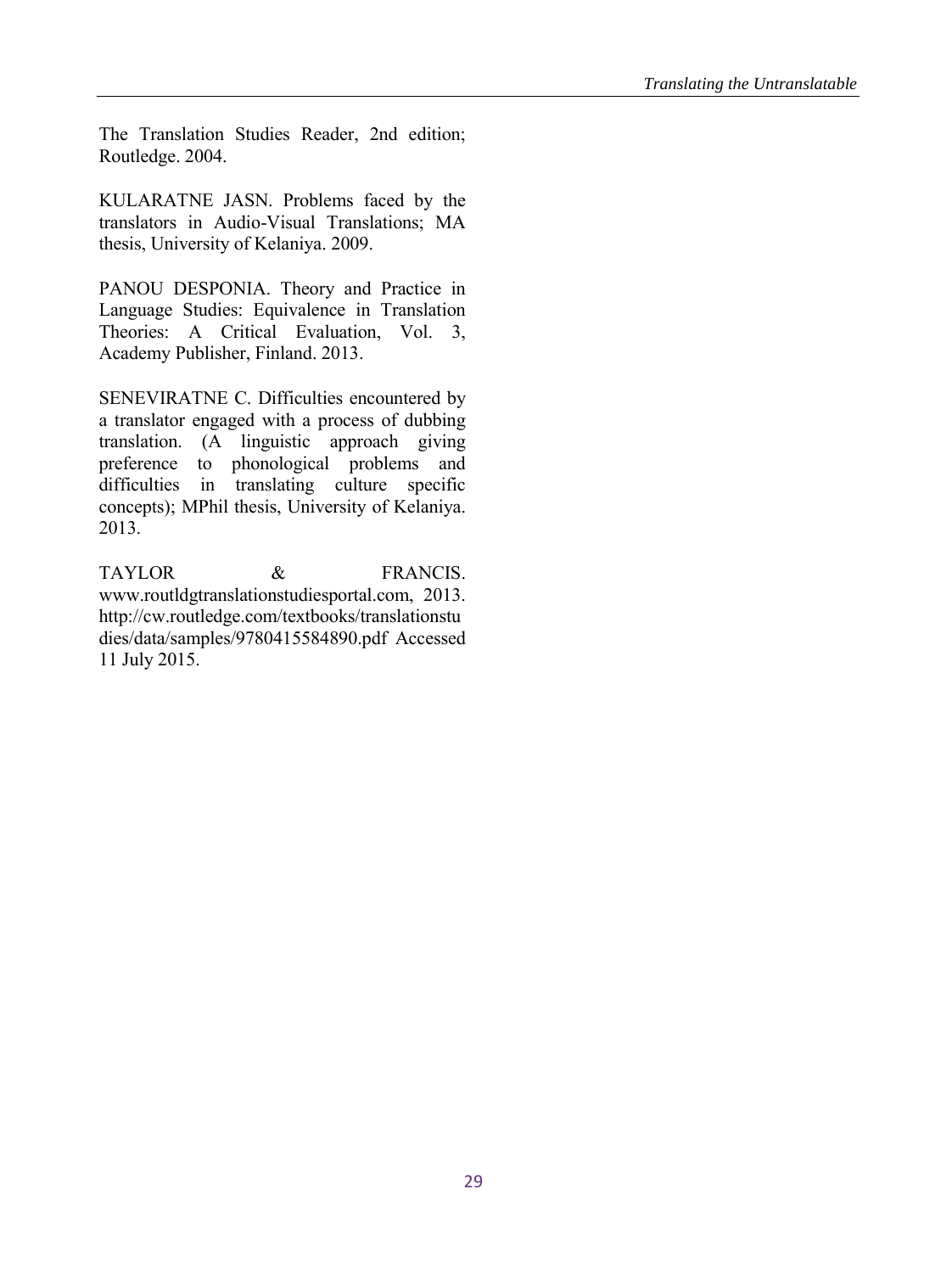The Translation Studies Reader, 2nd edition; Routledge. 2004.

KULARATNE JASN. Problems faced by the translators in Audio-Visual Translations; MA thesis, University of Kelaniya. 2009.

PANOU DESPONIA. Theory and Practice in Language Studies: Equivalence in Translation Theories: A Critical Evaluation, Vol. 3, Academy Publisher, Finland. 2013.

SENEVIRATNE C. Difficulties encountered by a translator engaged with a process of dubbing translation. (A linguistic approach giving preference to phonological problems and difficulties in translating culture specific concepts); MPhil thesis, University of Kelaniya. 2013.

TAYLOR & FRANCIS. www.routldgtranslationstudiesportal.com, 2013. http://cw.routledge.com/textbooks/translationstudies/data/samples/9780415584890.pdf Accessed 11 July 2015.